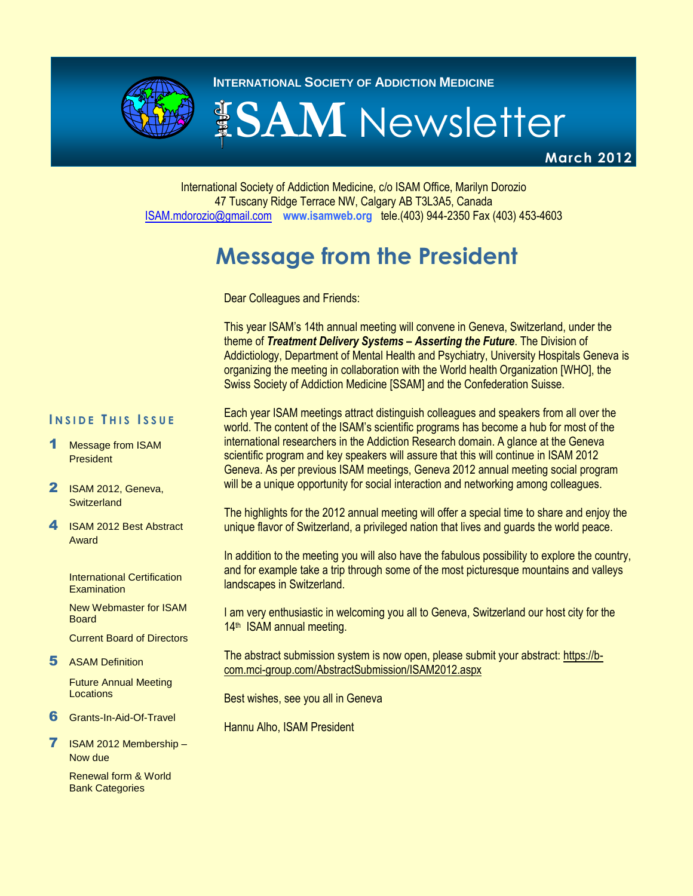International Society of Addiction Medicine

# ISAM Newsletter

March 2012

International Society of Addiction Medicine, c/o ISAM Office, Marilyn Dorozio
47 Tuscany Ridge Terrace NW, Calgary AB T3L3A5, Canada
ISAM.mdorozio@gmail.com www.isamweb.org tele.(403) 944-2350 Fax (403) 453-4603

## Message from the President

Dear Colleagues and Friends:

This year ISAM's 14th annual meeting will convene in Geneva, Switzerland, under the theme of ***Treatment Delivery Systems – Asserting the Future***. The Division of Addictiology, Department of Mental Health and Psychiatry, University Hospitals Geneva is organizing the meeting in collaboration with the World health Organization [WHO], the Swiss Society of Addiction Medicine [SSAM] and the Confederation Suisse.

Each year ISAM meetings attract distinguish colleagues and speakers from all over the world. The content of the ISAM's scientific programs has become a hub for most of the international researchers in the Addiction Research domain. A glance at the Geneva scientific program and key speakers will assure that this will continue in ISAM 2012 Geneva. As per previous ISAM meetings, Geneva 2012 annual meeting social program will be a unique opportunity for social interaction and networking among colleagues.

The highlights for the 2012 annual meeting will offer a special time to share and enjoy the unique flavor of Switzerland, a privileged nation that lives and guards the world peace.

In addition to the meeting you will also have the fabulous possibility to explore the country, and for example take a trip through some of the most picturesque mountains and valleys landscapes in Switzerland.

I am very enthusiastic in welcoming you all to Geneva, Switzerland our host city for the 14th ISAM annual meeting.

The abstract submission system is now open, please submit your abstract: https://b-com.mci-group.com/AbstractSubmission/ISAM2012.aspx

Best wishes, see you all in Geneva

Hannu Alho, ISAM President

### Inside This Issue

- **1** Message from ISAM President
- **2** ISAM 2012, Geneva, Switzerland
- **4** ISAM 2012 Best Abstract Award
  - International Certification Examination
  - New Webmaster for ISAM Board
  - Current Board of Directors
- **5** ASAM Definition
  - Future Annual Meeting Locations
- **6** Grants-In-Aid-Of-Travel
- **7** ISAM 2012 Membership – Now due
  - Renewal form & World Bank Categories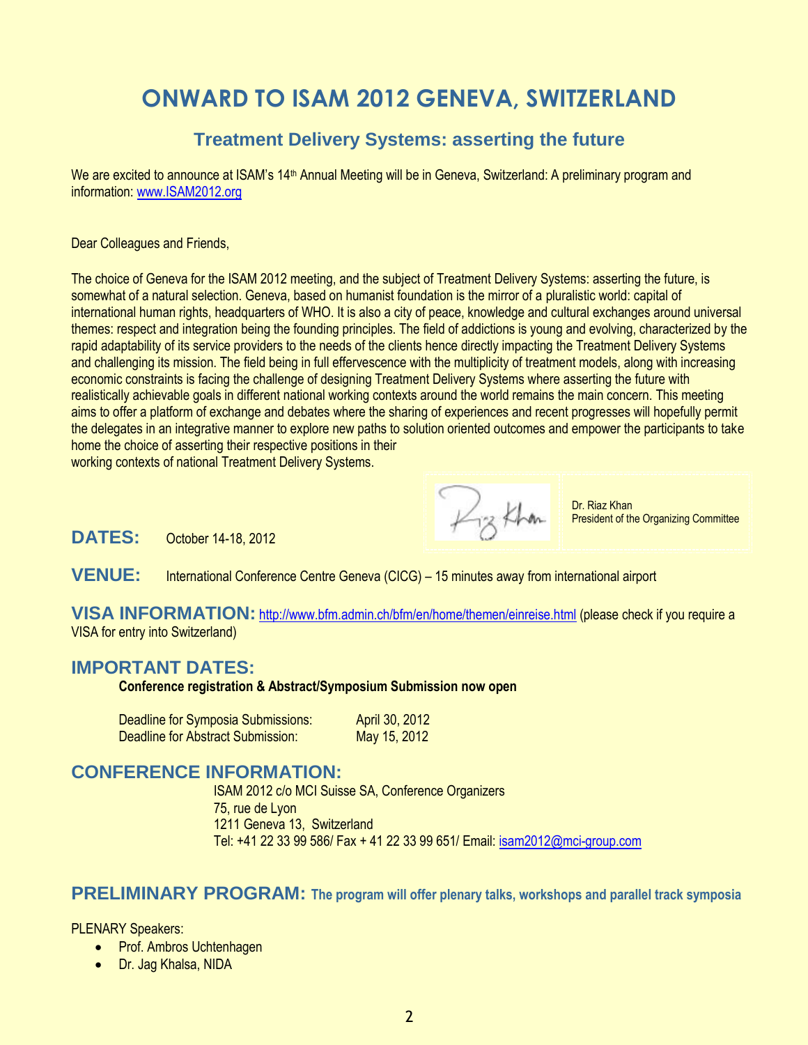# ONWARD TO ISAM 2012 GENEVA, SWITZERLAND

## Treatment Delivery Systems: asserting the future

We are excited to announce at ISAM's 14th Annual Meeting will be in Geneva, Switzerland: A preliminary program and information: www.ISAM2012.org

Dear Colleagues and Friends,

The choice of Geneva for the ISAM 2012 meeting, and the subject of Treatment Delivery Systems: asserting the future, is somewhat of a natural selection. Geneva, based on humanist foundation is the mirror of a pluralistic world: capital of international human rights, headquarters of WHO. It is also a city of peace, knowledge and cultural exchanges around universal themes: respect and integration being the founding principles. The field of addictions is young and evolving, characterized by the rapid adaptability of its service providers to the needs of the clients hence directly impacting the Treatment Delivery Systems and challenging its mission. The field being in full effervescence with the multiplicity of treatment models, along with increasing economic constraints is facing the challenge of designing Treatment Delivery Systems where asserting the future with realistically achievable goals in different national working contexts around the world remains the main concern. This meeting aims to offer a platform of exchange and debates where the sharing of experiences and recent progresses will hopefully permit the delegates in an integrative manner to explore new paths to solution oriented outcomes and empower the participants to take home the choice of asserting their respective positions in their working contexts of national Treatment Delivery Systems.

Dr. Riaz Khan
President of the Organizing Committee

**DATES:** October 14-18, 2012

**VENUE:** International Conference Centre Geneva (CICG) – 15 minutes away from international airport

**VISA INFORMATION:** http://www.bfm.admin.ch/bfm/en/home/themen/einreise.html (please check if you require a VISA for entry into Switzerland)

## IMPORTANT DATES:

**Conference registration & Abstract/Symposium Submission now open**

Deadline for Symposia Submissions: April 30, 2012
Deadline for Abstract Submission: May 15, 2012

## CONFERENCE INFORMATION:

ISAM 2012 c/o MCI Suisse SA, Conference Organizers
75, rue de Lyon
1211 Geneva 13, Switzerland
Tel: +41 22 33 99 586/ Fax + 41 22 33 99 651/ Email: isam2012@mci-group.com

## PRELIMINARY PROGRAM: The program will offer plenary talks, workshops and parallel track symposia

PLENARY Speakers:

- Prof. Ambros Uchtenhagen
- Dr. Jag Khalsa, NIDA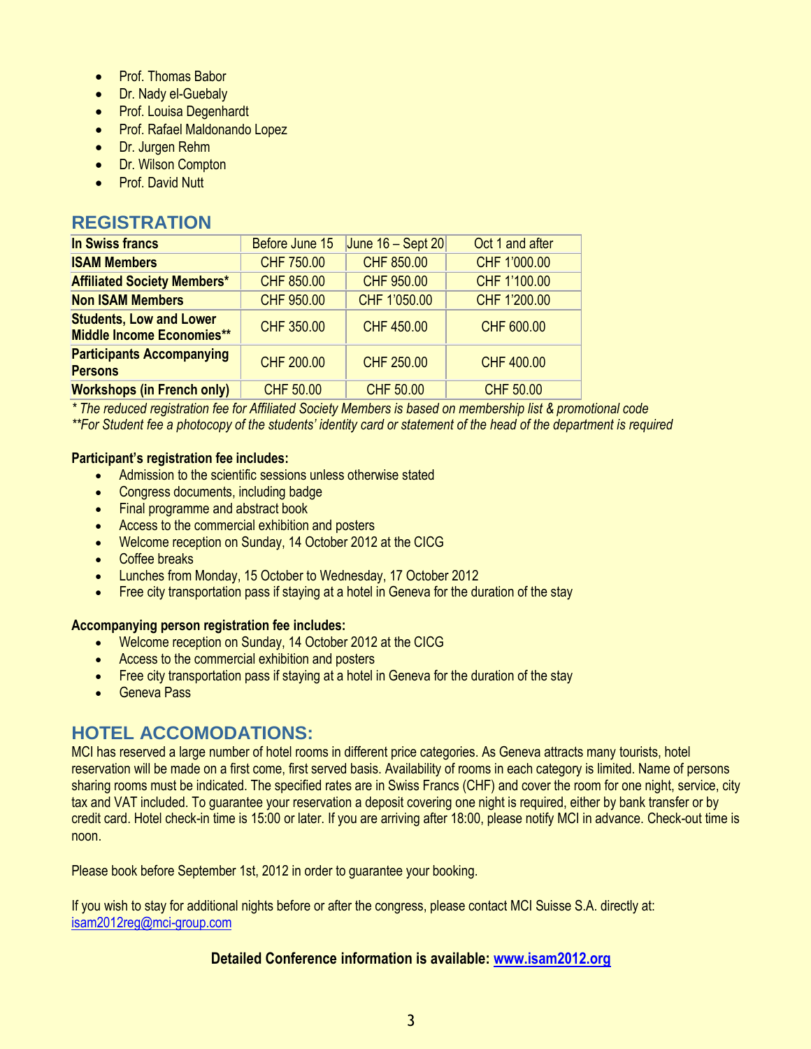- Prof. Thomas Babor
- Dr. Nady el-Guebaly
- Prof. Louisa Degenhardt
- Prof. Rafael Maldonando Lopez
- Dr. Jurgen Rehm
- Dr. Wilson Compton
- Prof. David Nutt

## REGISTRATION

| In Swiss francs | Before June 15 | June 16 – Sept 20 | Oct 1 and after |
|---|---|---|---|
| **ISAM Members** | CHF 750.00 | CHF 850.00 | CHF 1'000.00 |
| **Affiliated Society Members*** | CHF 850.00 | CHF 950.00 | CHF 1'100.00 |
| **Non ISAM Members** | CHF 950.00 | CHF 1'050.00 | CHF 1'200.00 |
| **Students, Low and Lower Middle Income Economies**** | CHF 350.00 | CHF 450.00 | CHF 600.00 |
| **Participants Accompanying Persons** | CHF 200.00 | CHF 250.00 | CHF 400.00 |
| **Workshops (in French only)** | CHF 50.00 | CHF 50.00 | CHF 50.00 |

*\* The reduced registration fee for Affiliated Society Members is based on membership list & promotional code*
*\*\*For Student fee a photocopy of the students' identity card or statement of the head of the department is required*

**Participant's registration fee includes:**

- Admission to the scientific sessions unless otherwise stated
- Congress documents, including badge
- Final programme and abstract book
- Access to the commercial exhibition and posters
- Welcome reception on Sunday, 14 October 2012 at the CICG
- Coffee breaks
- Lunches from Monday, 15 October to Wednesday, 17 October 2012
- Free city transportation pass if staying at a hotel in Geneva for the duration of the stay

**Accompanying person registration fee includes:**

- Welcome reception on Sunday, 14 October 2012 at the CICG
- Access to the commercial exhibition and posters
- Free city transportation pass if staying at a hotel in Geneva for the duration of the stay
- Geneva Pass

## HOTEL ACCOMODATIONS:

MCI has reserved a large number of hotel rooms in different price categories. As Geneva attracts many tourists, hotel reservation will be made on a first come, first served basis. Availability of rooms in each category is limited. Name of persons sharing rooms must be indicated. The specified rates are in Swiss Francs (CHF) and cover the room for one night, service, city tax and VAT included. To guarantee your reservation a deposit covering one night is required, either by bank transfer or by credit card. Hotel check-in time is 15:00 or later. If you are arriving after 18:00, please notify MCI in advance. Check-out time is noon.

Please book before September 1st, 2012 in order to guarantee your booking.

If you wish to stay for additional nights before or after the congress, please contact MCI Suisse S.A. directly at: isam2012reg@mci-group.com

**Detailed Conference information is available: www.isam2012.org**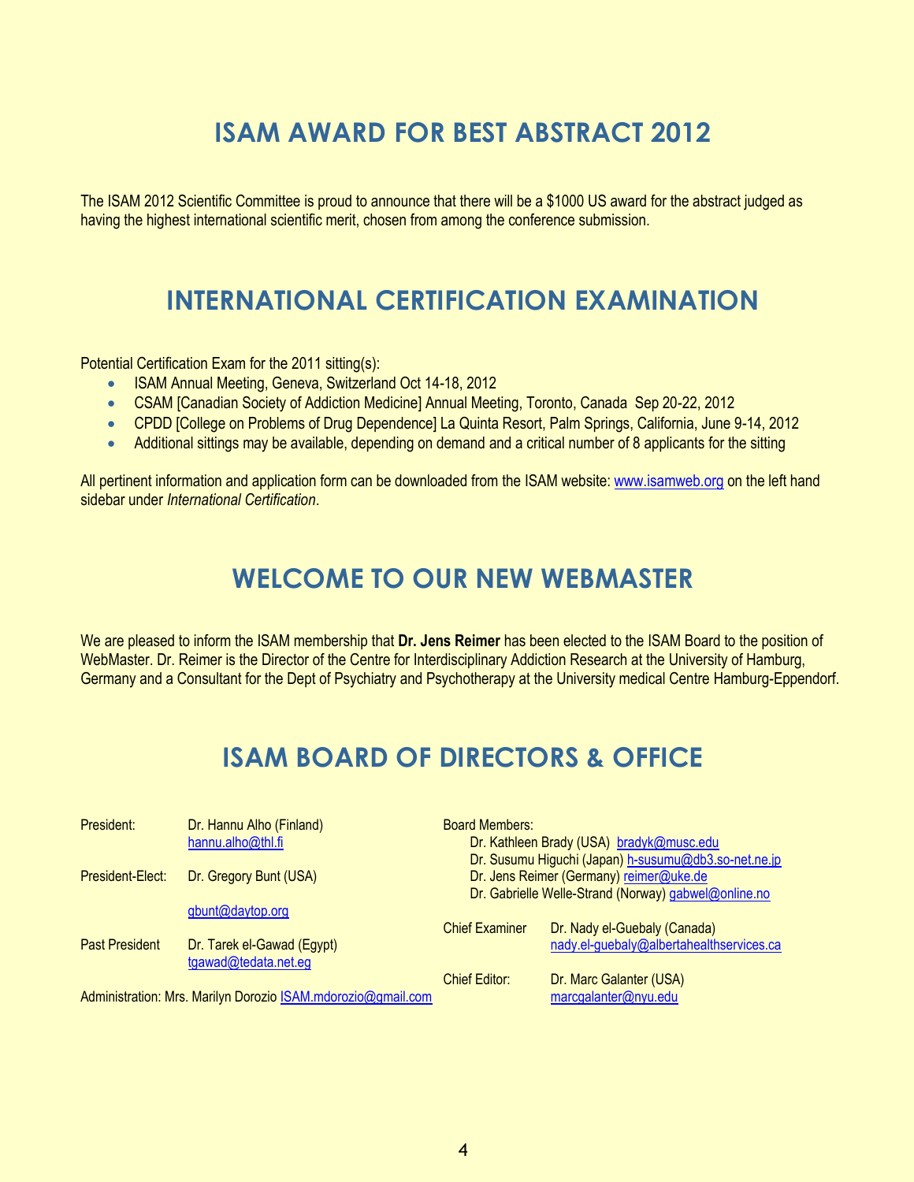## ISAM AWARD FOR BEST ABSTRACT 2012

The ISAM 2012 Scientific Committee is proud to announce that there will be a $1000 US award for the abstract judged as having the highest international scientific merit, chosen from among the conference submission.

## INTERNATIONAL CERTIFICATION EXAMINATION

Potential Certification Exam for the 2011 sitting(s):

- ISAM Annual Meeting, Geneva, Switzerland Oct 14-18, 2012
- CSAM [Canadian Society of Addiction Medicine] Annual Meeting, Toronto, Canada Sep 20-22, 2012
- CPDD [College on Problems of Drug Dependence] La Quinta Resort, Palm Springs, California, June 9-14, 2012
- Additional sittings may be available, depending on demand and a critical number of 8 applicants for the sitting

All pertinent information and application form can be downloaded from the ISAM website: www.isamweb.org on the left hand sidebar under *International Certification*.

## WELCOME TO OUR NEW WEBMASTER

We are pleased to inform the ISAM membership that **Dr. Jens Reimer** has been elected to the ISAM Board to the position of WebMaster. Dr. Reimer is the Director of the Centre for Interdisciplinary Addiction Research at the University of Hamburg, Germany and a Consultant for the Dept of Psychiatry and Psychotherapy at the University medical Centre Hamburg-Eppendorf.

## ISAM BOARD OF DIRECTORS & OFFICE

President: Dr. Hannu Alho (Finland)
hannu.alho@thl.fi

President-Elect: Dr. Gregory Bunt (USA)
gbunt@daytop.org

Past President Dr. Tarek el-Gawad (Egypt)
tgawad@tedata.net.eg

Administration: Mrs. Marilyn Dorozio ISAM.mdorozio@gmail.com

Board Members:
- Dr. Kathleen Brady (USA) bradyk@musc.edu
- Dr. Susumu Higuchi (Japan) h-susumu@db3.so-net.ne.jp
- Dr. Jens Reimer (Germany) reimer@uke.de
- Dr. Gabrielle Welle-Strand (Norway) gabwel@online.no

Chief Examiner Dr. Nady el-Guebaly (Canada)
nady.el-guebaly@albertahealthservices.ca

Chief Editor: Dr. Marc Galanter (USA)
marcgalanter@nyu.edu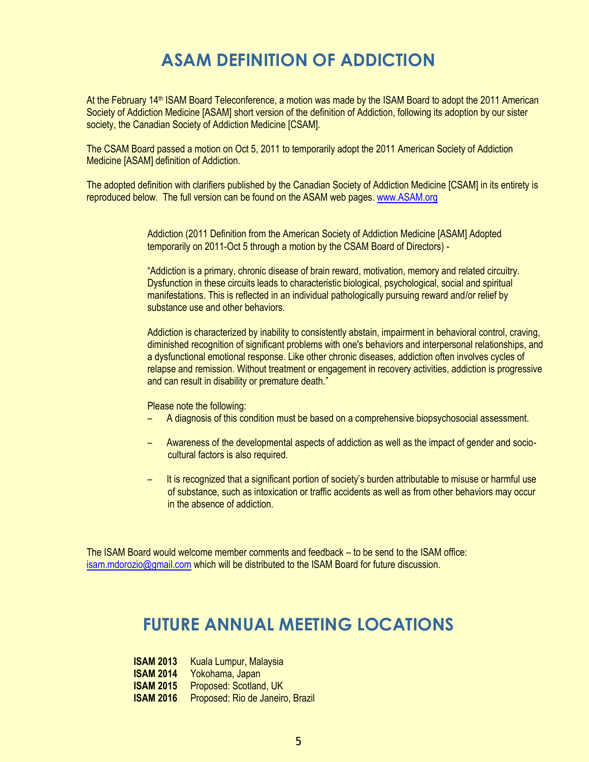# ASAM DEFINITION OF ADDICTION

At the February 14th ISAM Board Teleconference, a motion was made by the ISAM Board to adopt the 2011 American Society of Addiction Medicine [ASAM] short version of the definition of Addiction, following its adoption by our sister society, the Canadian Society of Addiction Medicine [CSAM].

The CSAM Board passed a motion on Oct 5, 2011 to temporarily adopt the 2011 American Society of Addiction Medicine [ASAM] definition of Addiction.

The adopted definition with clarifiers published by the Canadian Society of Addiction Medicine [CSAM] in its entirety is reproduced below. The full version can be found on the ASAM web pages. www.ASAM.org

> Addiction (2011 Definition from the American Society of Addiction Medicine [ASAM] Adopted temporarily on 2011-Oct 5 through a motion by the CSAM Board of Directors) -
>
> "Addiction is a primary, chronic disease of brain reward, motivation, memory and related circuitry. Dysfunction in these circuits leads to characteristic biological, psychological, social and spiritual manifestations. This is reflected in an individual pathologically pursuing reward and/or relief by substance use and other behaviors.
>
> Addiction is characterized by inability to consistently abstain, impairment in behavioral control, craving, diminished recognition of significant problems with one's behaviors and interpersonal relationships, and a dysfunctional emotional response. Like other chronic diseases, addiction often involves cycles of relapse and remission. Without treatment or engagement in recovery activities, addiction is progressive and can result in disability or premature death."
>
> Please note the following:
>
> – A diagnosis of this condition must be based on a comprehensive biopsychosocial assessment.
>
> – Awareness of the developmental aspects of addiction as well as the impact of gender and socio-cultural factors is also required.
>
> – It is recognized that a significant portion of society's burden attributable to misuse or harmful use of substance, such as intoxication or traffic accidents as well as from other behaviors may occur in the absence of addiction.

The ISAM Board would welcome member comments and feedback – to be send to the ISAM office: isam.mdorozio@gmail.com which will be distributed to the ISAM Board for future discussion.

# FUTURE ANNUAL MEETING LOCATIONS

**ISAM 2013** Kuala Lumpur, Malaysia
**ISAM 2014** Yokohama, Japan
**ISAM 2015** Proposed: Scotland, UK
**ISAM 2016** Proposed: Rio de Janeiro, Brazil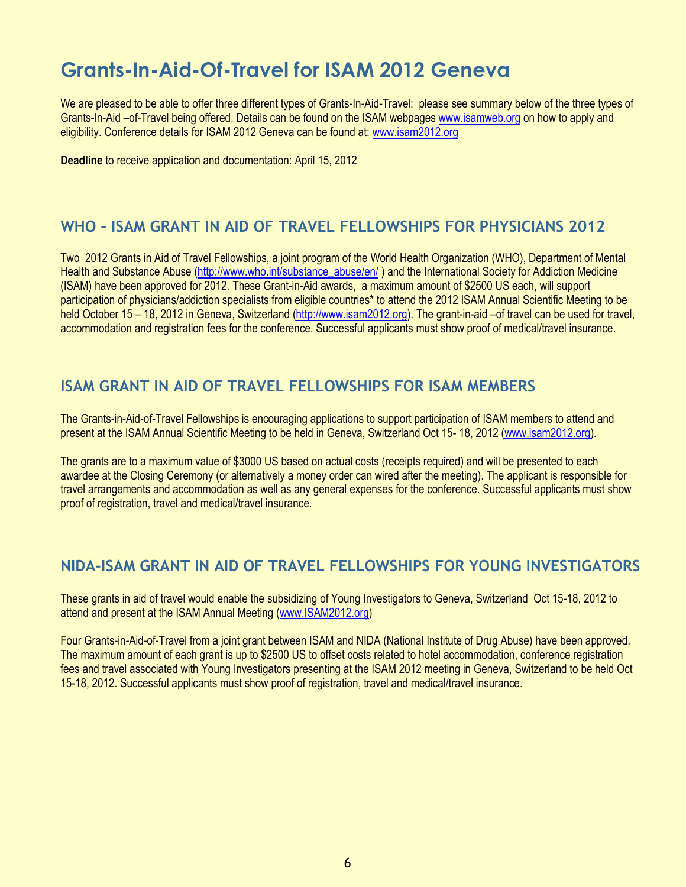# Grants-In-Aid-Of-Travel for ISAM 2012 Geneva

We are pleased to be able to offer three different types of Grants-In-Aid-Travel: please see summary below of the three types of Grants-In-Aid –of-Travel being offered. Details can be found on the ISAM webpages www.isamweb.org on how to apply and eligibility. Conference details for ISAM 2012 Geneva can be found at: www.isam2012.org

**Deadline** to receive application and documentation: April 15, 2012

## WHO – ISAM GRANT IN AID OF TRAVEL FELLOWSHIPS FOR PHYSICIANS 2012

Two 2012 Grants in Aid of Travel Fellowships, a joint program of the World Health Organization (WHO), Department of Mental Health and Substance Abuse (http://www.who.int/substance_abuse/en/ ) and the International Society for Addiction Medicine (ISAM) have been approved for 2012. These Grant-in-Aid awards, a maximum amount of $2500 US each, will support participation of physicians/addiction specialists from eligible countries* to attend the 2012 ISAM Annual Scientific Meeting to be held October 15 – 18, 2012 in Geneva, Switzerland (http://www.isam2012.org). The grant-in-aid –of travel can be used for travel, accommodation and registration fees for the conference. Successful applicants must show proof of medical/travel insurance.

## ISAM GRANT IN AID OF TRAVEL FELLOWSHIPS FOR ISAM MEMBERS

The Grants-in-Aid-of-Travel Fellowships is encouraging applications to support participation of ISAM members to attend and present at the ISAM Annual Scientific Meeting to be held in Geneva, Switzerland Oct 15- 18, 2012 (www.isam2012.org).

The grants are to a maximum value of $3000 US based on actual costs (receipts required) and will be presented to each awardee at the Closing Ceremony (or alternatively a money order can wired after the meeting). The applicant is responsible for travel arrangements and accommodation as well as any general expenses for the conference. Successful applicants must show proof of registration, travel and medical/travel insurance.

## NIDA-ISAM GRANT IN AID OF TRAVEL FELLOWSHIPS FOR YOUNG INVESTIGATORS

These grants in aid of travel would enable the subsidizing of Young Investigators to Geneva, Switzerland Oct 15-18, 2012 to attend and present at the ISAM Annual Meeting (www.ISAM2012.org)

Four Grants-in-Aid-of-Travel from a joint grant between ISAM and NIDA (National Institute of Drug Abuse) have been approved. The maximum amount of each grant is up to $2500 US to offset costs related to hotel accommodation, conference registration fees and travel associated with Young Investigators presenting at the ISAM 2012 meeting in Geneva, Switzerland to be held Oct 15-18, 2012. Successful applicants must show proof of registration, travel and medical/travel insurance.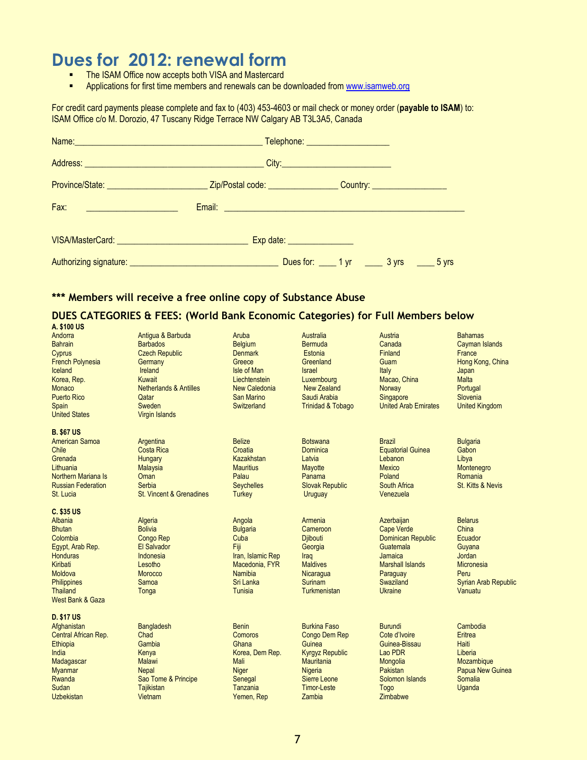# Dues for 2012: renewal form

- The ISAM Office now accepts both VISA and Mastercard
- Applications for first time members and renewals can be downloaded from www.isamweb.org

For credit card payments please complete and fax to (403) 453-4603 or mail check or money order (**payable to ISAM**) to:
ISAM Office c/o M. Dorozio, 47 Tuscany Ridge Terrace NW Calgary AB T3L3A5, Canada

Name:_________________________________________ Telephone: __________________

Address: ______________________________________ City:________________________

Province/State: ______________________ Zip/Postal code: _______________ Country: ________________

Fax: ____________________ Email: ______________________________________________________

VISA/MasterCard: ______________________________ Exp date: ______________

Authorizing signature: _________________________________ Dues for: ____ 1 yr ____ 3 yrs ____ 5 yrs

**\*\*\* Members will receive a free online copy of Substance Abuse**

## DUES CATEGORIES & FEES: (World Bank Economic Categories) for Full Members below

**A. $100 US**

| | | | | | |
|---|---|---|---|---|---|
| Andorra | Antigua & Barbuda | Aruba | Australia | Austria | Bahamas |
| Bahrain | Barbados | Belgium | Bermuda | Canada | Cayman Islands |
| Cyprus | Czech Republic | Denmark | Estonia | Finland | France |
| French Polynesia | Germany | Greece | Greenland | Guam | Hong Kong, China |
| Iceland | Ireland | Isle of Man | Israel | Italy | Japan |
| Korea, Rep. | Kuwait | Liechtenstein | Luxembourg | Macao, China | Malta |
| Monaco | Netherlands & Antilles | New Caledonia | New Zealand | Norway | Portugal |
| Puerto Rico | Qatar | San Marino | Saudi Arabia | Singapore | Slovenia |
| Spain | Sweden | Switzerland | Trinidad & Tobago | United Arab Emirates | United Kingdom |
| United States | Virgin Islands | | | | |

**B. $67 US**

| | | | | | |
|---|---|---|---|---|---|
| American Samoa | Argentina | Belize | Botswana | Brazil | Bulgaria |
| Chile | Costa Rica | Croatia | Dominica | Equatorial Guinea | Gabon |
| Grenada | Hungary | Kazakhstan | Latvia | Lebanon | Libya |
| Lithuania | Malaysia | Mauritius | Mayotte | Mexico | Montenegro |
| Northern Mariana Is | Oman | Palau | Panama | Poland | Romania |
| Russian Federation | Serbia | Seychelles | Slovak Republic | South Africa | St. Kitts & Nevis |
| St. Lucia | St. Vincent & Grenadines | Turkey | Uruguay | Venezuela | |

**C. $35 US**

| | | | | | |
|---|---|---|---|---|---|
| Albania | Algeria | Angola | Armenia | Azerbaijan | Belarus |
| Bhutan | Bolivia | Bulgaria | Cameroon | Cape Verde | China |
| Colombia | Congo Rep | Cuba | Djibouti | Dominican Republic | Ecuador |
| Egypt, Arab Rep. | El Salvador | Fiji | Georgia | Guatemala | Guyana |
| Honduras | Indonesia | Iran, Islamic Rep | Iraq | Jamaica | Jordan |
| Kiribati | Lesotho | Macedonia, FYR | Maldives | Marshall Islands | Micronesia |
| Moldova | Morocco | Namibia | Nicaragua | Paraguay | Peru |
| Philippines | Samoa | Sri Lanka | Surinam | Swaziland | Syrian Arab Republic |
| Thailand | Tonga | Tunisia | Turkmenistan | Ukraine | Vanuatu |
| West Bank & Gaza | | | | | |

**D. $17 US**

| | | | | | |
|---|---|---|---|---|---|
| Afghanistan | Bangladesh | Benin | Burkina Faso | Burundi | Cambodia |
| Central African Rep. | Chad | Comoros | Congo Dem Rep | Cote d'Ivoire | Eritrea |
| Ethiopia | Gambia | Ghana | Guinea | Guinea-Bissau | Haiti |
| India | Kenya | Korea, Dem Rep. | Kyrgyz Republic | Lao PDR | Liberia |
| Madagascar | Malawi | Mali | Mauritania | Mongolia | Mozambique |
| Myanmar | Nepal | Niger | Nigeria | Pakistan | Papua New Guinea |
| Rwanda | Sao Tome & Principe | Senegal | Sierre Leone | Solomon Islands | Somalia |
| Sudan | Tajikistan | Tanzania | Timor-Leste | Togo | Uganda |
| Uzbekistan | Vietnam | Yemen, Rep | Zambia | Zimbabwe | |